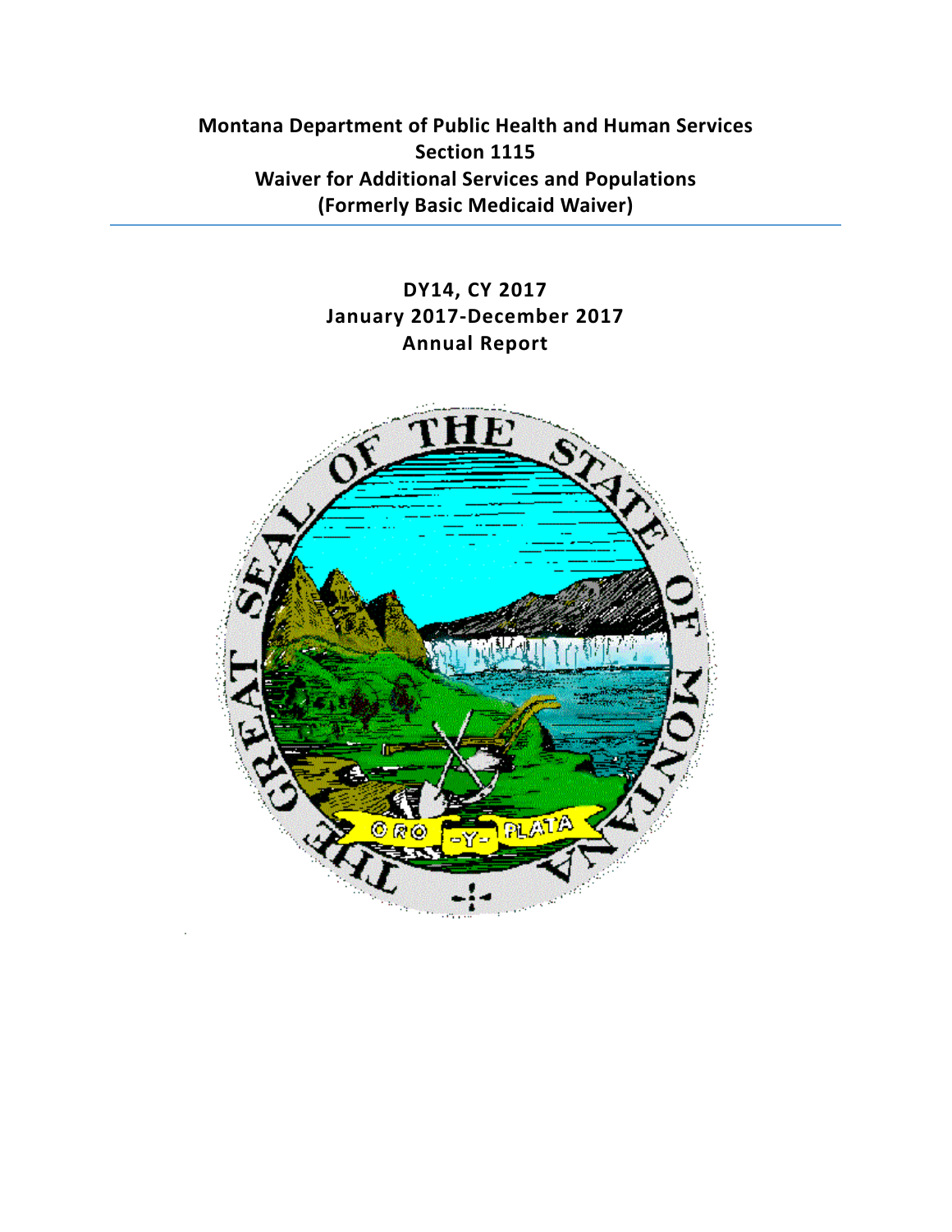# Montana Department of Public Health and Human Services
# Section 1115
# Waiver for Additional Services and Populations
# (Formerly Basic Medicaid Waiver)

---

## DY14, CY 2017
## January 2017-December 2017
## Annual Report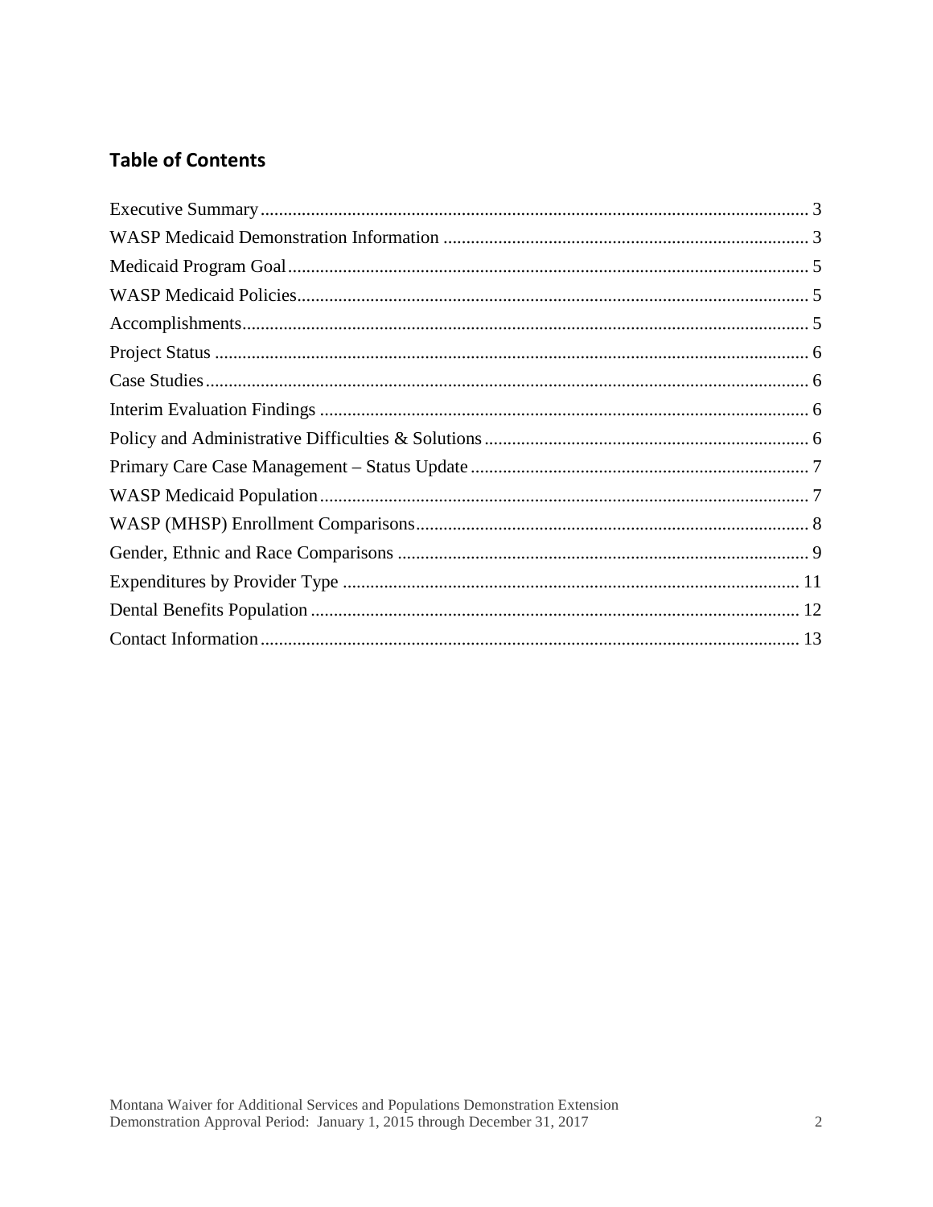## Table of Contents

Executive Summary ........................................................................................................ 3
WASP Medicaid Demonstration Information ................................................................ 3
Medicaid Program Goal .................................................................................................. 5
WASP Medicaid Policies ................................................................................................. 5
Accomplishments ............................................................................................................ 5
Project Status .................................................................................................................. 6
Case Studies .................................................................................................................... 6
Interim Evaluation Findings ........................................................................................... 6
Policy and Administrative Difficulties & Solutions ....................................................... 6
Primary Care Case Management – Status Update .......................................................... 7
WASP Medicaid Population ............................................................................................ 7
WASP (MHSP) Enrollment Comparisons ....................................................................... 8
Gender, Ethnic and Race Comparisons .......................................................................... 9
Expenditures by Provider Type .................................................................................... 11
Dental Benefits Population ........................................................................................... 12
Contact Information ...................................................................................................... 13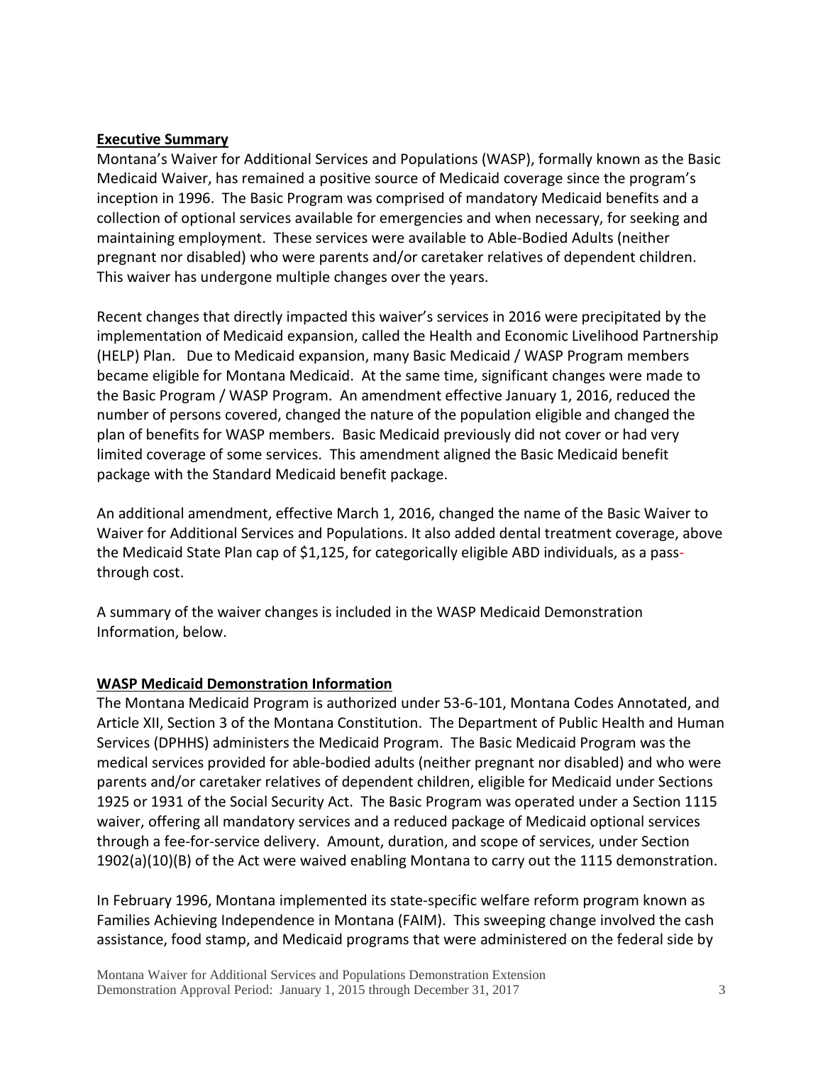## Executive Summary

Montana's Waiver for Additional Services and Populations (WASP), formally known as the Basic Medicaid Waiver, has remained a positive source of Medicaid coverage since the program's inception in 1996. The Basic Program was comprised of mandatory Medicaid benefits and a collection of optional services available for emergencies and when necessary, for seeking and maintaining employment. These services were available to Able-Bodied Adults (neither pregnant nor disabled) who were parents and/or caretaker relatives of dependent children. This waiver has undergone multiple changes over the years.

Recent changes that directly impacted this waiver's services in 2016 were precipitated by the implementation of Medicaid expansion, called the Health and Economic Livelihood Partnership (HELP) Plan. Due to Medicaid expansion, many Basic Medicaid / WASP Program members became eligible for Montana Medicaid. At the same time, significant changes were made to the Basic Program / WASP Program. An amendment effective January 1, 2016, reduced the number of persons covered, changed the nature of the population eligible and changed the plan of benefits for WASP members. Basic Medicaid previously did not cover or had very limited coverage of some services. This amendment aligned the Basic Medicaid benefit package with the Standard Medicaid benefit package.

An additional amendment, effective March 1, 2016, changed the name of the Basic Waiver to Waiver for Additional Services and Populations. It also added dental treatment coverage, above the Medicaid State Plan cap of $1,125, for categorically eligible ABD individuals, as a pass-through cost.

A summary of the waiver changes is included in the WASP Medicaid Demonstration Information, below.

## WASP Medicaid Demonstration Information

The Montana Medicaid Program is authorized under 53-6-101, Montana Codes Annotated, and Article XII, Section 3 of the Montana Constitution. The Department of Public Health and Human Services (DPHHS) administers the Medicaid Program. The Basic Medicaid Program was the medical services provided for able-bodied adults (neither pregnant nor disabled) and who were parents and/or caretaker relatives of dependent children, eligible for Medicaid under Sections 1925 or 1931 of the Social Security Act. The Basic Program was operated under a Section 1115 waiver, offering all mandatory services and a reduced package of Medicaid optional services through a fee-for-service delivery. Amount, duration, and scope of services, under Section 1902(a)(10)(B) of the Act were waived enabling Montana to carry out the 1115 demonstration.

In February 1996, Montana implemented its state-specific welfare reform program known as Families Achieving Independence in Montana (FAIM). This sweeping change involved the cash assistance, food stamp, and Medicaid programs that were administered on the federal side by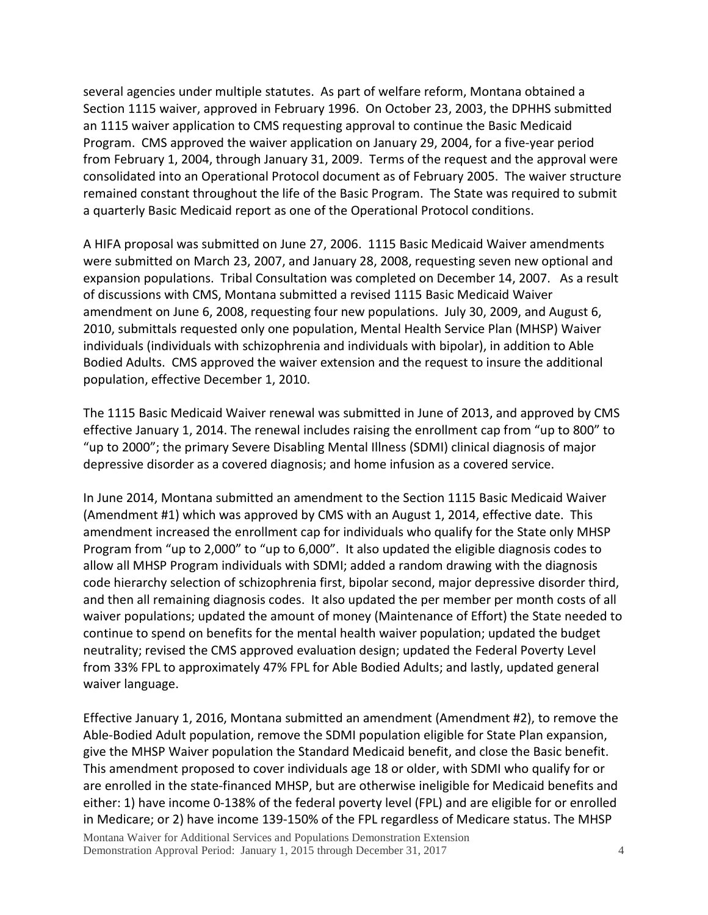several agencies under multiple statutes. As part of welfare reform, Montana obtained a Section 1115 waiver, approved in February 1996. On October 23, 2003, the DPHHS submitted an 1115 waiver application to CMS requesting approval to continue the Basic Medicaid Program. CMS approved the waiver application on January 29, 2004, for a five-year period from February 1, 2004, through January 31, 2009. Terms of the request and the approval were consolidated into an Operational Protocol document as of February 2005. The waiver structure remained constant throughout the life of the Basic Program. The State was required to submit a quarterly Basic Medicaid report as one of the Operational Protocol conditions.

A HIFA proposal was submitted on June 27, 2006. 1115 Basic Medicaid Waiver amendments were submitted on March 23, 2007, and January 28, 2008, requesting seven new optional and expansion populations. Tribal Consultation was completed on December 14, 2007. As a result of discussions with CMS, Montana submitted a revised 1115 Basic Medicaid Waiver amendment on June 6, 2008, requesting four new populations. July 30, 2009, and August 6, 2010, submittals requested only one population, Mental Health Service Plan (MHSP) Waiver individuals (individuals with schizophrenia and individuals with bipolar), in addition to Able Bodied Adults. CMS approved the waiver extension and the request to insure the additional population, effective December 1, 2010.

The 1115 Basic Medicaid Waiver renewal was submitted in June of 2013, and approved by CMS effective January 1, 2014. The renewal includes raising the enrollment cap from "up to 800" to "up to 2000"; the primary Severe Disabling Mental Illness (SDMI) clinical diagnosis of major depressive disorder as a covered diagnosis; and home infusion as a covered service.

In June 2014, Montana submitted an amendment to the Section 1115 Basic Medicaid Waiver (Amendment #1) which was approved by CMS with an August 1, 2014, effective date. This amendment increased the enrollment cap for individuals who qualify for the State only MHSP Program from "up to 2,000" to "up to 6,000". It also updated the eligible diagnosis codes to allow all MHSP Program individuals with SDMI; added a random drawing with the diagnosis code hierarchy selection of schizophrenia first, bipolar second, major depressive disorder third, and then all remaining diagnosis codes. It also updated the per member per month costs of all waiver populations; updated the amount of money (Maintenance of Effort) the State needed to continue to spend on benefits for the mental health waiver population; updated the budget neutrality; revised the CMS approved evaluation design; updated the Federal Poverty Level from 33% FPL to approximately 47% FPL for Able Bodied Adults; and lastly, updated general waiver language.

Effective January 1, 2016, Montana submitted an amendment (Amendment #2), to remove the Able-Bodied Adult population, remove the SDMI population eligible for State Plan expansion, give the MHSP Waiver population the Standard Medicaid benefit, and close the Basic benefit. This amendment proposed to cover individuals age 18 or older, with SDMI who qualify for or are enrolled in the state-financed MHSP, but are otherwise ineligible for Medicaid benefits and either: 1) have income 0-138% of the federal poverty level (FPL) and are eligible for or enrolled in Medicare; or 2) have income 139-150% of the FPL regardless of Medicare status. The MHSP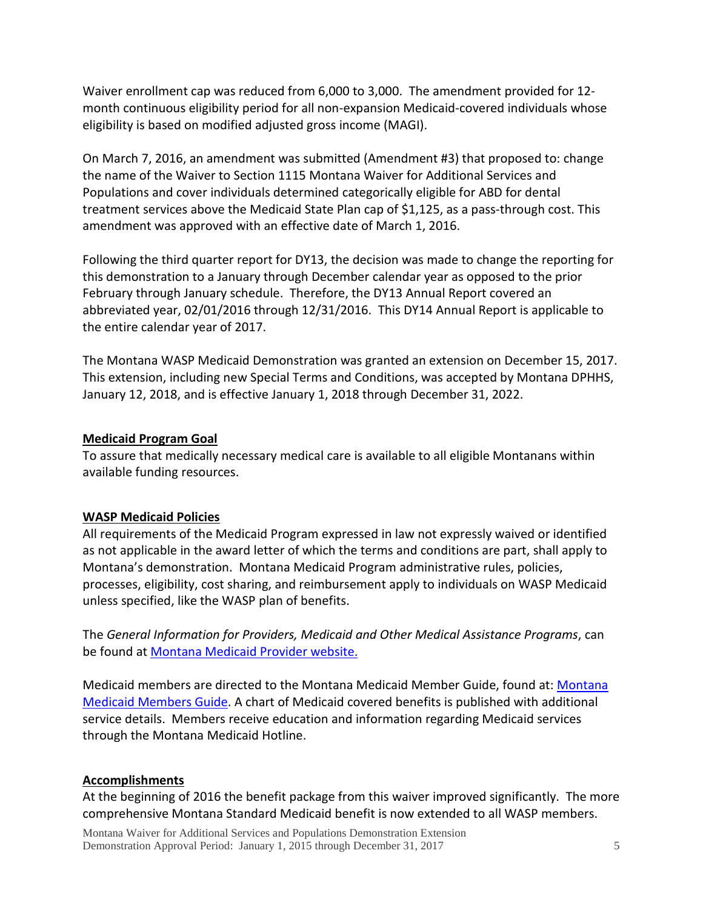Waiver enrollment cap was reduced from 6,000 to 3,000. The amendment provided for 12-month continuous eligibility period for all non-expansion Medicaid-covered individuals whose eligibility is based on modified adjusted gross income (MAGI).

On March 7, 2016, an amendment was submitted (Amendment #3) that proposed to: change the name of the Waiver to Section 1115 Montana Waiver for Additional Services and Populations and cover individuals determined categorically eligible for ABD for dental treatment services above the Medicaid State Plan cap of $1,125, as a pass-through cost. This amendment was approved with an effective date of March 1, 2016.

Following the third quarter report for DY13, the decision was made to change the reporting for this demonstration to a January through December calendar year as opposed to the prior February through January schedule. Therefore, the DY13 Annual Report covered an abbreviated year, 02/01/2016 through 12/31/2016. This DY14 Annual Report is applicable to the entire calendar year of 2017.

The Montana WASP Medicaid Demonstration was granted an extension on December 15, 2017. This extension, including new Special Terms and Conditions, was accepted by Montana DPHHS, January 12, 2018, and is effective January 1, 2018 through December 31, 2022.

## Medicaid Program Goal

To assure that medically necessary medical care is available to all eligible Montanans within available funding resources.

## WASP Medicaid Policies

All requirements of the Medicaid Program expressed in law not expressly waived or identified as not applicable in the award letter of which the terms and conditions are part, shall apply to Montana's demonstration. Montana Medicaid Program administrative rules, policies, processes, eligibility, cost sharing, and reimbursement apply to individuals on WASP Medicaid unless specified, like the WASP plan of benefits.

The *General Information for Providers, Medicaid and Other Medical Assistance Programs*, can be found at Montana Medicaid Provider website.

Medicaid members are directed to the Montana Medicaid Member Guide, found at: Montana Medicaid Members Guide. A chart of Medicaid covered benefits is published with additional service details. Members receive education and information regarding Medicaid services through the Montana Medicaid Hotline.

## Accomplishments

At the beginning of 2016 the benefit package from this waiver improved significantly. The more comprehensive Montana Standard Medicaid benefit is now extended to all WASP members.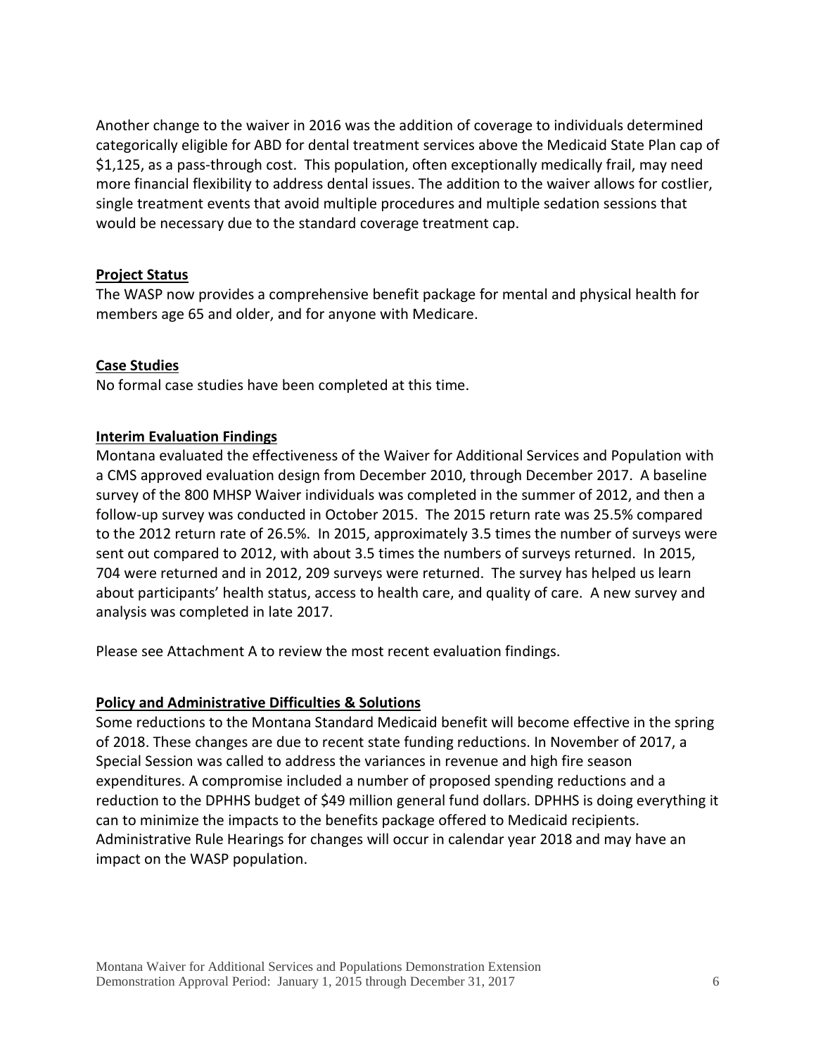Another change to the waiver in 2016 was the addition of coverage to individuals determined categorically eligible for ABD for dental treatment services above the Medicaid State Plan cap of $1,125, as a pass-through cost. This population, often exceptionally medically frail, may need more financial flexibility to address dental issues. The addition to the waiver allows for costlier, single treatment events that avoid multiple procedures and multiple sedation sessions that would be necessary due to the standard coverage treatment cap.

## Project Status

The WASP now provides a comprehensive benefit package for mental and physical health for members age 65 and older, and for anyone with Medicare.

## Case Studies

No formal case studies have been completed at this time.

## Interim Evaluation Findings

Montana evaluated the effectiveness of the Waiver for Additional Services and Population with a CMS approved evaluation design from December 2010, through December 2017. A baseline survey of the 800 MHSP Waiver individuals was completed in the summer of 2012, and then a follow-up survey was conducted in October 2015. The 2015 return rate was 25.5% compared to the 2012 return rate of 26.5%. In 2015, approximately 3.5 times the number of surveys were sent out compared to 2012, with about 3.5 times the numbers of surveys returned. In 2015, 704 were returned and in 2012, 209 surveys were returned. The survey has helped us learn about participants' health status, access to health care, and quality of care. A new survey and analysis was completed in late 2017.

Please see Attachment A to review the most recent evaluation findings.

## Policy and Administrative Difficulties & Solutions

Some reductions to the Montana Standard Medicaid benefit will become effective in the spring of 2018. These changes are due to recent state funding reductions. In November of 2017, a Special Session was called to address the variances in revenue and high fire season expenditures. A compromise included a number of proposed spending reductions and a reduction to the DPHHS budget of $49 million general fund dollars. DPHHS is doing everything it can to minimize the impacts to the benefits package offered to Medicaid recipients. Administrative Rule Hearings for changes will occur in calendar year 2018 and may have an impact on the WASP population.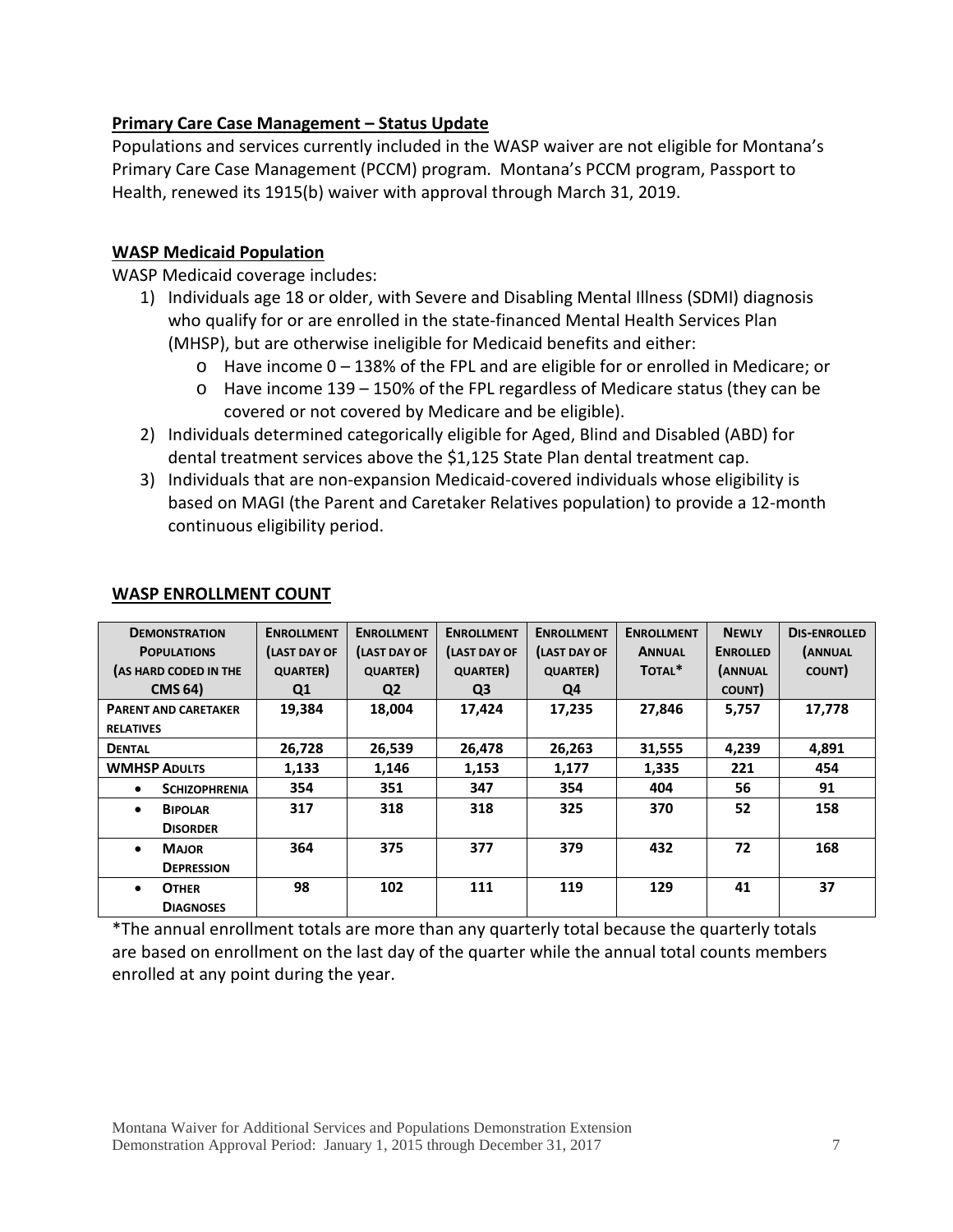## Primary Care Case Management – Status Update

Populations and services currently included in the WASP waiver are not eligible for Montana's Primary Care Case Management (PCCM) program. Montana's PCCM program, Passport to Health, renewed its 1915(b) waiver with approval through March 31, 2019.

## WASP Medicaid Population

WASP Medicaid coverage includes:

1) Individuals age 18 or older, with Severe and Disabling Mental Illness (SDMI) diagnosis who qualify for or are enrolled in the state-financed Mental Health Services Plan (MHSP), but are otherwise ineligible for Medicaid benefits and either:
   - Have income 0 – 138% of the FPL and are eligible for or enrolled in Medicare; or
   - Have income 139 – 150% of the FPL regardless of Medicare status (they can be covered or not covered by Medicare and be eligible).
2) Individuals determined categorically eligible for Aged, Blind and Disabled (ABD) for dental treatment services above the $1,125 State Plan dental treatment cap.
3) Individuals that are non-expansion Medicaid-covered individuals whose eligibility is based on MAGI (the Parent and Caretaker Relatives population) to provide a 12-month continuous eligibility period.

## WASP ENROLLMENT COUNT

| Demonstration Populations (as hard coded in the CMS 64) | Enrollment (last day of quarter) Q1 | Enrollment (last day of quarter) Q2 | Enrollment (last day of quarter) Q3 | Enrollment (last day of quarter) Q4 | Enrollment Annual Total* | Newly Enrolled (annual count) | Dis-enrolled (annual count) |
|---|---|---|---|---|---|---|---|
| **Parent and Caretaker Relatives** | **19,384** | **18,004** | **17,424** | **17,235** | **27,846** | **5,757** | **17,778** |
| **Dental** | **26,728** | **26,539** | **26,478** | **26,263** | **31,555** | **4,239** | **4,891** |
| **WMHSP Adults** | **1,133** | **1,146** | **1,153** | **1,177** | **1,335** | **221** | **454** |
| • **Schizophrenia** | **354** | **351** | **347** | **354** | **404** | **56** | **91** |
| • **Bipolar Disorder** | **317** | **318** | **318** | **325** | **370** | **52** | **158** |
| • **Major Depression** | **364** | **375** | **377** | **379** | **432** | **72** | **168** |
| • **Other Diagnoses** | **98** | **102** | **111** | **119** | **129** | **41** | **37** |

*The annual enrollment totals are more than any quarterly total because the quarterly totals are based on enrollment on the last day of the quarter while the annual total counts members enrolled at any point during the year.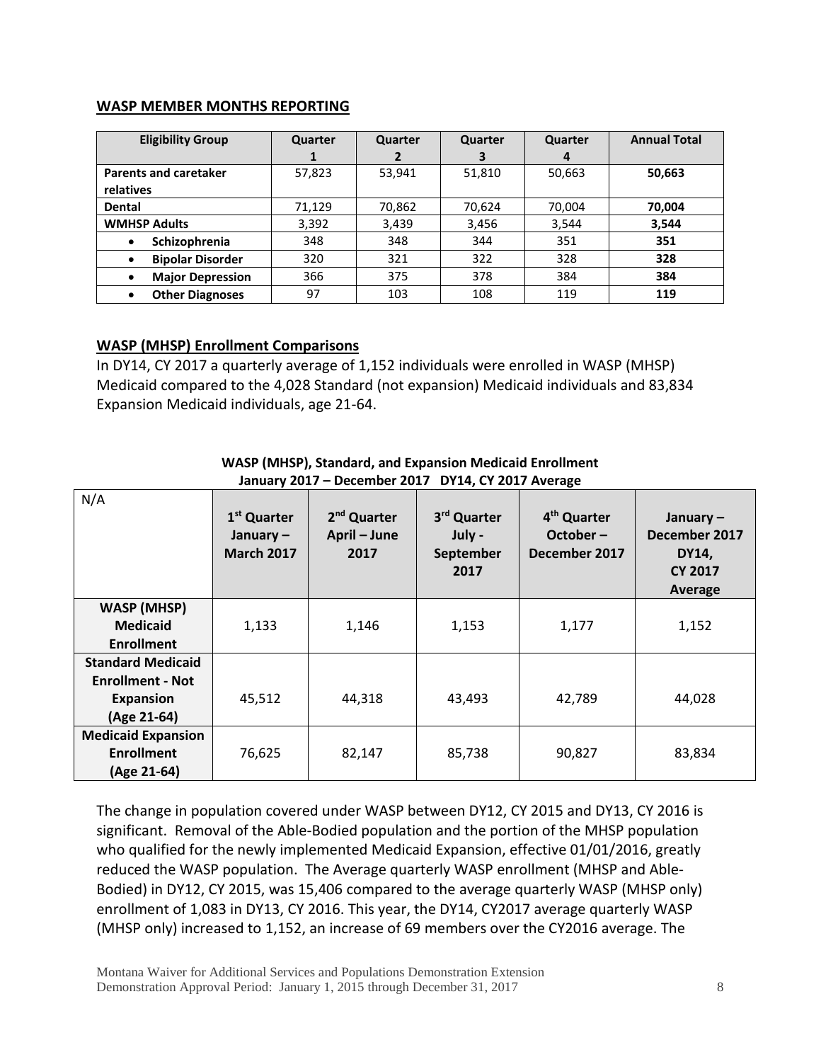## WASP MEMBER MONTHS REPORTING

| Eligibility Group | Quarter 1 | Quarter 2 | Quarter 3 | Quarter 4 | Annual Total |
|---|---|---|---|---|---|
| **Parents and caretaker relatives** | 57,823 | 53,941 | 51,810 | 50,663 | **50,663** |
| **Dental** | 71,129 | 70,862 | 70,624 | 70,004 | **70,004** |
| **WMHSP Adults** | 3,392 | 3,439 | 3,456 | 3,544 | **3,544** |
| • **Schizophrenia** | 348 | 348 | 344 | 351 | **351** |
| • **Bipolar Disorder** | 320 | 321 | 322 | 328 | **328** |
| • **Major Depression** | 366 | 375 | 378 | 384 | **384** |
| • **Other Diagnoses** | 97 | 103 | 108 | 119 | **119** |

## WASP (MHSP) Enrollment Comparisons

In DY14, CY 2017 a quarterly average of 1,152 individuals were enrolled in WASP (MHSP) Medicaid compared to the 4,028 Standard (not expansion) Medicaid individuals and 83,834 Expansion Medicaid individuals, age 21-64.

**WASP (MHSP), Standard, and Expansion Medicaid Enrollment**
**January 2017 – December 2017 DY14, CY 2017 Average**

| N/A | 1st Quarter January – March 2017 | 2nd Quarter April – June 2017 | 3rd Quarter July - September 2017 | 4th Quarter October – December 2017 | January – December 2017 DY14, CY 2017 Average |
|---|---|---|---|---|---|
| **WASP (MHSP) Medicaid Enrollment** | 1,133 | 1,146 | 1,153 | 1,177 | 1,152 |
| **Standard Medicaid Enrollment - Not Expansion (Age 21-64)** | 45,512 | 44,318 | 43,493 | 42,789 | 44,028 |
| **Medicaid Expansion Enrollment (Age 21-64)** | 76,625 | 82,147 | 85,738 | 90,827 | 83,834 |

The change in population covered under WASP between DY12, CY 2015 and DY13, CY 2016 is significant. Removal of the Able-Bodied population and the portion of the MHSP population who qualified for the newly implemented Medicaid Expansion, effective 01/01/2016, greatly reduced the WASP population. The Average quarterly WASP enrollment (MHSP and Able-Bodied) in DY12, CY 2015, was 15,406 compared to the average quarterly WASP (MHSP only) enrollment of 1,083 in DY13, CY 2016. This year, the DY14, CY2017 average quarterly WASP (MHSP only) increased to 1,152, an increase of 69 members over the CY2016 average. The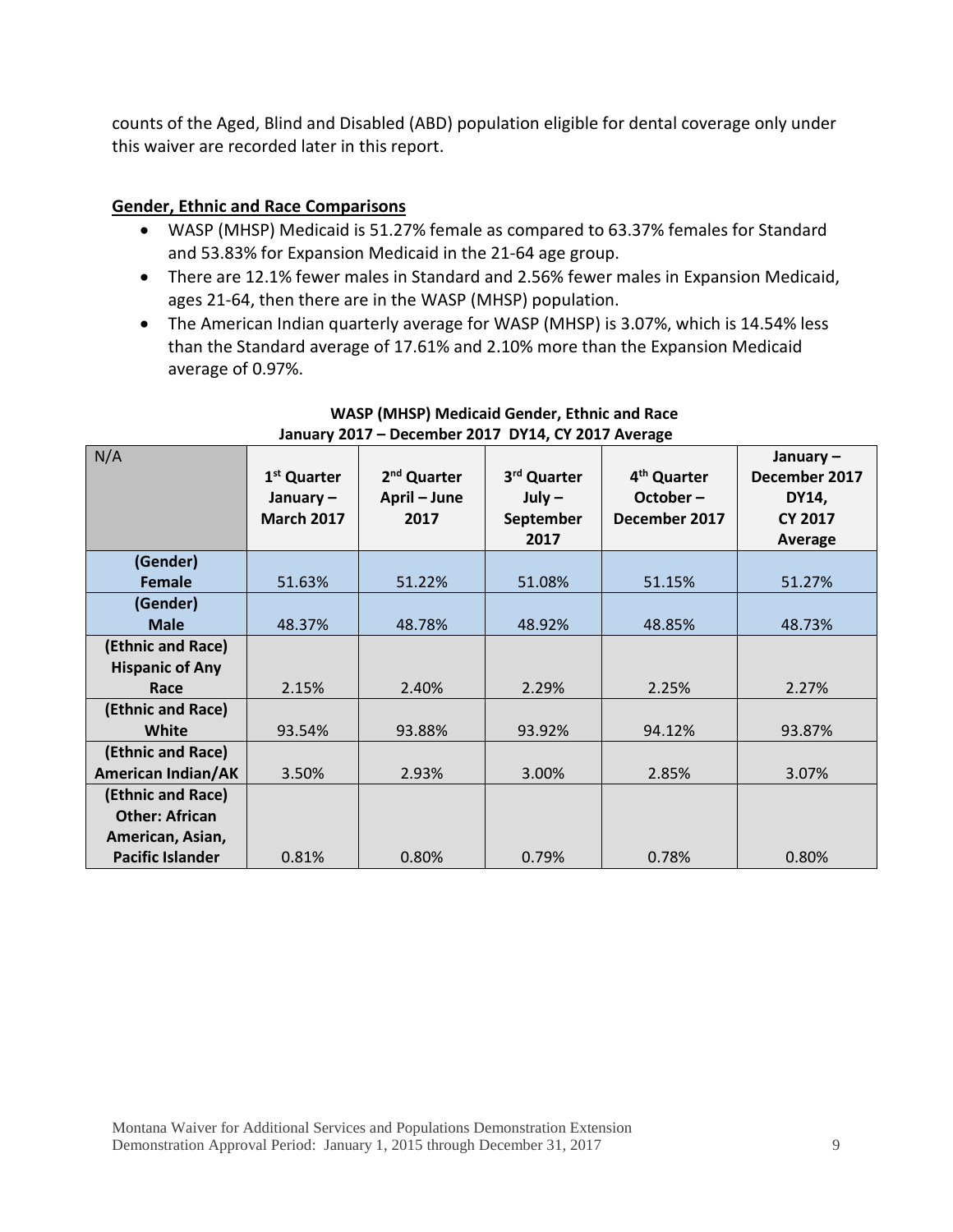counts of the Aged, Blind and Disabled (ABD) population eligible for dental coverage only under this waiver are recorded later in this report.

**Gender, Ethnic and Race Comparisons**

- WASP (MHSP) Medicaid is 51.27% female as compared to 63.37% females for Standard and 53.83% for Expansion Medicaid in the 21-64 age group.
- There are 12.1% fewer males in Standard and 2.56% fewer males in Expansion Medicaid, ages 21-64, then there are in the WASP (MHSP) population.
- The American Indian quarterly average for WASP (MHSP) is 3.07%, which is 14.54% less than the Standard average of 17.61% and 2.10% more than the Expansion Medicaid average of 0.97%.

**WASP (MHSP) Medicaid Gender, Ethnic and Race**
**January 2017 – December 2017 DY14, CY 2017 Average**

| N/A | 1st Quarter January – March 2017 | 2nd Quarter April – June 2017 | 3rd Quarter July – September 2017 | 4th Quarter October – December 2017 | January – December 2017 DY14, CY 2017 Average |
|---|---|---|---|---|---|
| **(Gender) Female** | 51.63% | 51.22% | 51.08% | 51.15% | 51.27% |
| **(Gender) Male** | 48.37% | 48.78% | 48.92% | 48.85% | 48.73% |
| **(Ethnic and Race) Hispanic of Any Race** | 2.15% | 2.40% | 2.29% | 2.25% | 2.27% |
| **(Ethnic and Race) White** | 93.54% | 93.88% | 93.92% | 94.12% | 93.87% |
| **(Ethnic and Race) American Indian/AK** | 3.50% | 2.93% | 3.00% | 2.85% | 3.07% |
| **(Ethnic and Race) Other: African American, Asian, Pacific Islander** | 0.81% | 0.80% | 0.79% | 0.78% | 0.80% |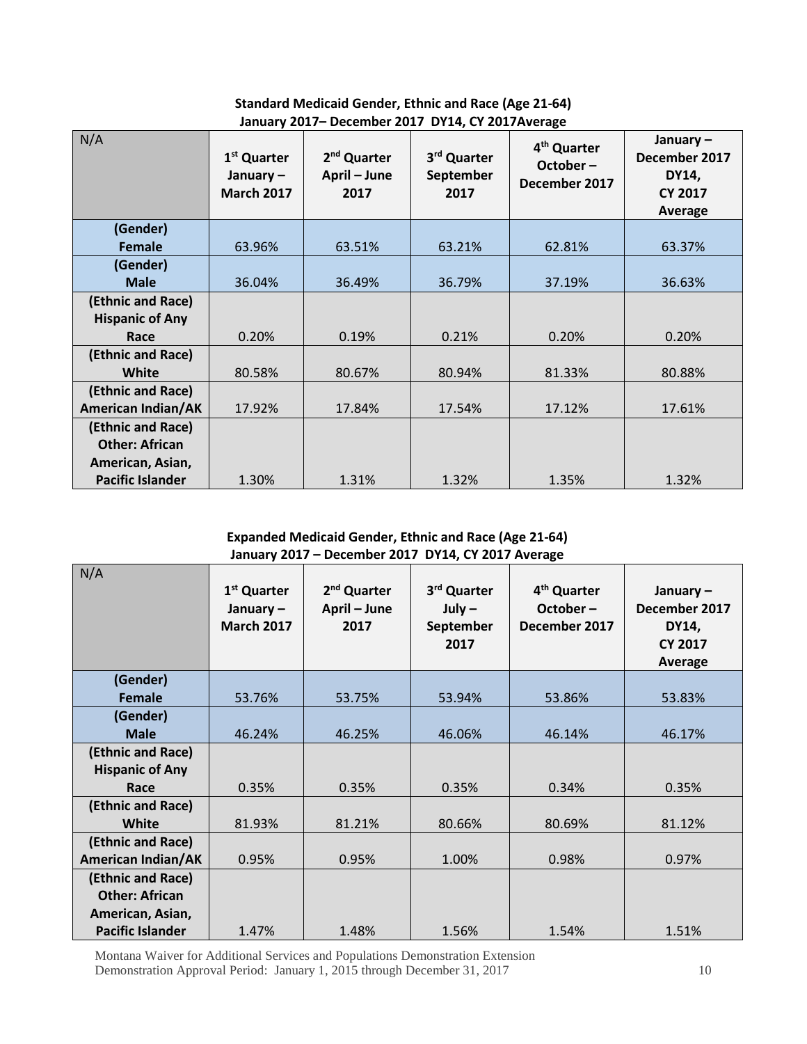**Standard Medicaid Gender, Ethnic and Race (Age 21-64)**
**January 2017– December 2017 DY14, CY 2017Average**

| N/A | 1st Quarter January – March 2017 | 2nd Quarter April – June 2017 | 3rd Quarter September 2017 | 4th Quarter October – December 2017 | January – December 2017 DY14, CY 2017 Average |
|---|---|---|---|---|---|
| **(Gender) Female** | 63.96% | 63.51% | 63.21% | 62.81% | 63.37% |
| **(Gender) Male** | 36.04% | 36.49% | 36.79% | 37.19% | 36.63% |
| **(Ethnic and Race) Hispanic of Any Race** | 0.20% | 0.19% | 0.21% | 0.20% | 0.20% |
| **(Ethnic and Race) White** | 80.58% | 80.67% | 80.94% | 81.33% | 80.88% |
| **(Ethnic and Race) American Indian/AK** | 17.92% | 17.84% | 17.54% | 17.12% | 17.61% |
| **(Ethnic and Race) Other: African American, Asian, Pacific Islander** | 1.30% | 1.31% | 1.32% | 1.35% | 1.32% |

**Expanded Medicaid Gender, Ethnic and Race (Age 21-64)**
**January 2017 – December 2017 DY14, CY 2017 Average**

| N/A | 1st Quarter January – March 2017 | 2nd Quarter April – June 2017 | 3rd Quarter July – September 2017 | 4th Quarter October – December 2017 | January – December 2017 DY14, CY 2017 Average |
|---|---|---|---|---|---|
| **(Gender) Female** | 53.76% | 53.75% | 53.94% | 53.86% | 53.83% |
| **(Gender) Male** | 46.24% | 46.25% | 46.06% | 46.14% | 46.17% |
| **(Ethnic and Race) Hispanic of Any Race** | 0.35% | 0.35% | 0.35% | 0.34% | 0.35% |
| **(Ethnic and Race) White** | 81.93% | 81.21% | 80.66% | 80.69% | 81.12% |
| **(Ethnic and Race) American Indian/AK** | 0.95% | 0.95% | 1.00% | 0.98% | 0.97% |
| **(Ethnic and Race) Other: African American, Asian, Pacific Islander** | 1.47% | 1.48% | 1.56% | 1.54% | 1.51% |

Montana Waiver for Additional Services and Populations Demonstration Extension
Demonstration Approval Period: January 1, 2015 through December 31, 2017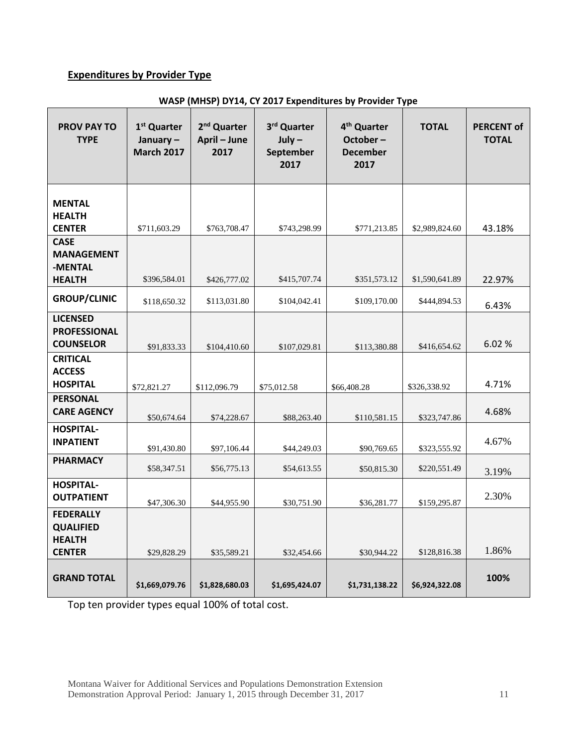## Expenditures by Provider Type

**WASP (MHSP) DY14, CY 2017 Expenditures by Provider Type**

| PROV PAY TO TYPE | 1st Quarter January – March 2017 | 2nd Quarter April – June 2017 | 3rd Quarter July – September 2017 | 4th Quarter October – December 2017 | TOTAL | PERCENT of TOTAL |
|---|---|---|---|---|---|---|
| **MENTAL HEALTH CENTER** | $711,603.29 | $763,708.47 | $743,298.99 | $771,213.85 | $2,989,824.60 | 43.18% |
| **CASE MANAGEMENT -MENTAL HEALTH** | $396,584.01 | $426,777.02 | $415,707.74 | $351,573.12 | $1,590,641.89 | 22.97% |
| **GROUP/CLINIC** | $118,650.32 | $113,031.80 | $104,042.41 | $109,170.00 | $444,894.53 | 6.43% |
| **LICENSED PROFESSIONAL COUNSELOR** | $91,833.33 | $104,410.60 | $107,029.81 | $113,380.88 | $416,654.62 | 6.02 % |
| **CRITICAL ACCESS HOSPITAL** | $72,821.27 | $112,096.79 | $75,012.58 | $66,408.28 | $326,338.92 | 4.71% |
| **PERSONAL CARE AGENCY** | $50,674.64 | $74,228.67 | $88,263.40 | $110,581.15 | $323,747.86 | 4.68% |
| **HOSPITAL-INPATIENT** | $91,430.80 | $97,106.44 | $44,249.03 | $90,769.65 | $323,555.92 | 4.67% |
| **PHARMACY** | $58,347.51 | $56,775.13 | $54,613.55 | $50,815.30 | $220,551.49 | 3.19% |
| **HOSPITAL-OUTPATIENT** | $47,306.30 | $44,955.90 | $30,751.90 | $36,281.77 | $159,295.87 | 2.30% |
| **FEDERALLY QUALIFIED HEALTH CENTER** | $29,828.29 | $35,589.21 | $32,454.66 | $30,944.22 | $128,816.38 | 1.86% |
| **GRAND TOTAL** | **$1,669,079.76** | **$1,828,680.03** | **$1,695,424.07** | **$1,731,138.22** | **$6,924,322.08** | **100%** |

Top ten provider types equal 100% of total cost.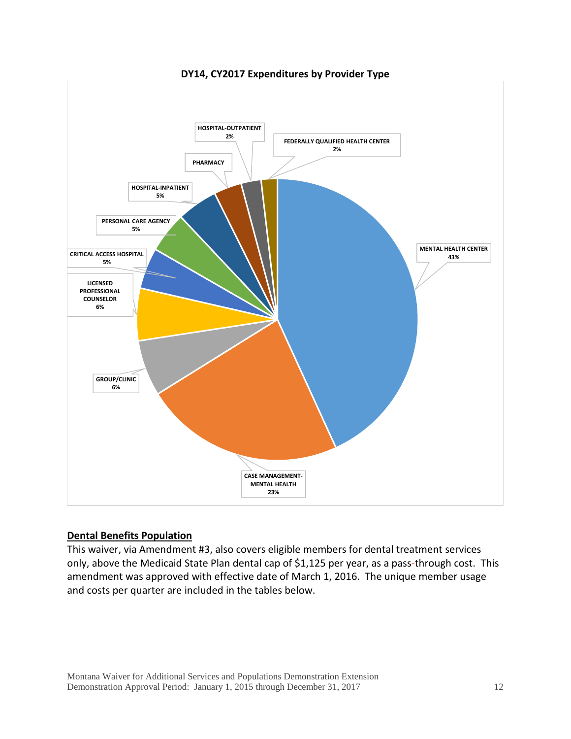**DY14, CY2017 Expenditures by Provider Type**

MENTAL HEALTH CENTER 43%

CASE MANAGEMENT-MENTAL HEALTH 23%

GROUP/CLINIC 6%

LICENSED PROFESSIONAL COUNSELOR 6%

CRITICAL ACCESS HOSPITAL 5%

PERSONAL CARE AGENCY 5%

HOSPITAL-INPATIENT 5%

PHARMACY

HOSPITAL-OUTPATIENT 2%

FEDERALLY QUALIFIED HEALTH CENTER 2%

## Dental Benefits Population

This waiver, via Amendment #3, also covers eligible members for dental treatment services only, above the Medicaid State Plan dental cap of $1,125 per year, as a pass-through cost. This amendment was approved with effective date of March 1, 2016. The unique member usage and costs per quarter are included in the tables below.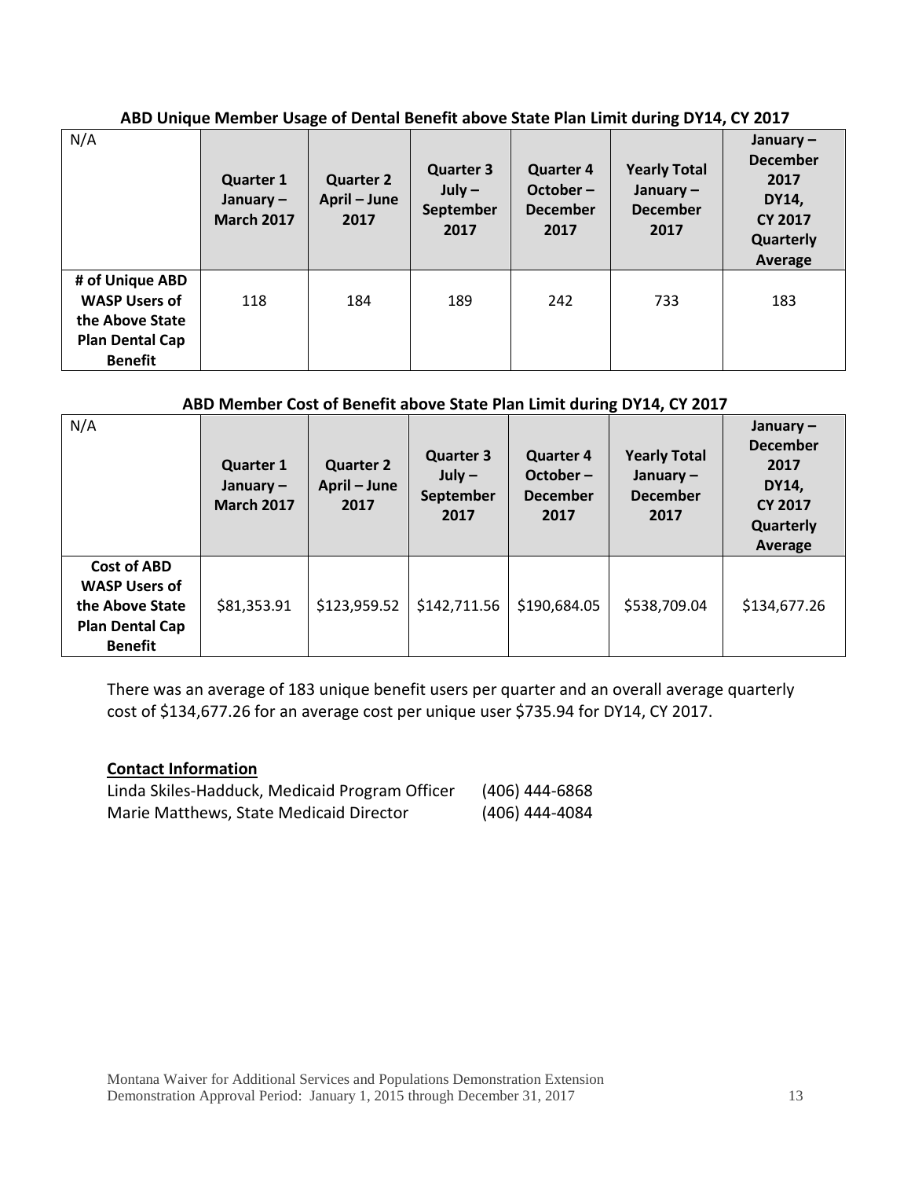**ABD Unique Member Usage of Dental Benefit above State Plan Limit during DY14, CY 2017**

| N/A | Quarter 1 January – March 2017 | Quarter 2 April – June 2017 | Quarter 3 July – September 2017 | Quarter 4 October – December 2017 | Yearly Total January – December 2017 | January – December 2017 DY14, CY 2017 Quarterly Average |
|---|---|---|---|---|---|---|
| **# of Unique ABD WASP Users of the Above State Plan Dental Cap Benefit** | 118 | 184 | 189 | 242 | 733 | 183 |

**ABD Member Cost of Benefit above State Plan Limit during DY14, CY 2017**

| N/A | Quarter 1 January – March 2017 | Quarter 2 April – June 2017 | Quarter 3 July – September 2017 | Quarter 4 October – December 2017 | Yearly Total January – December 2017 | January – December 2017 DY14, CY 2017 Quarterly Average |
|---|---|---|---|---|---|---|
| **Cost of ABD WASP Users of the Above State Plan Dental Cap Benefit** | $81,353.91 | $123,959.52 | $142,711.56 | $190,684.05 | $538,709.04 | $134,677.26 |

There was an average of 183 unique benefit users per quarter and an overall average quarterly cost of $134,677.26 for an average cost per unique user $735.94 for DY14, CY 2017.

**Contact Information**

Linda Skiles-Hadduck, Medicaid Program Officer (406) 444-6868
Marie Matthews, State Medicaid Director (406) 444-4084